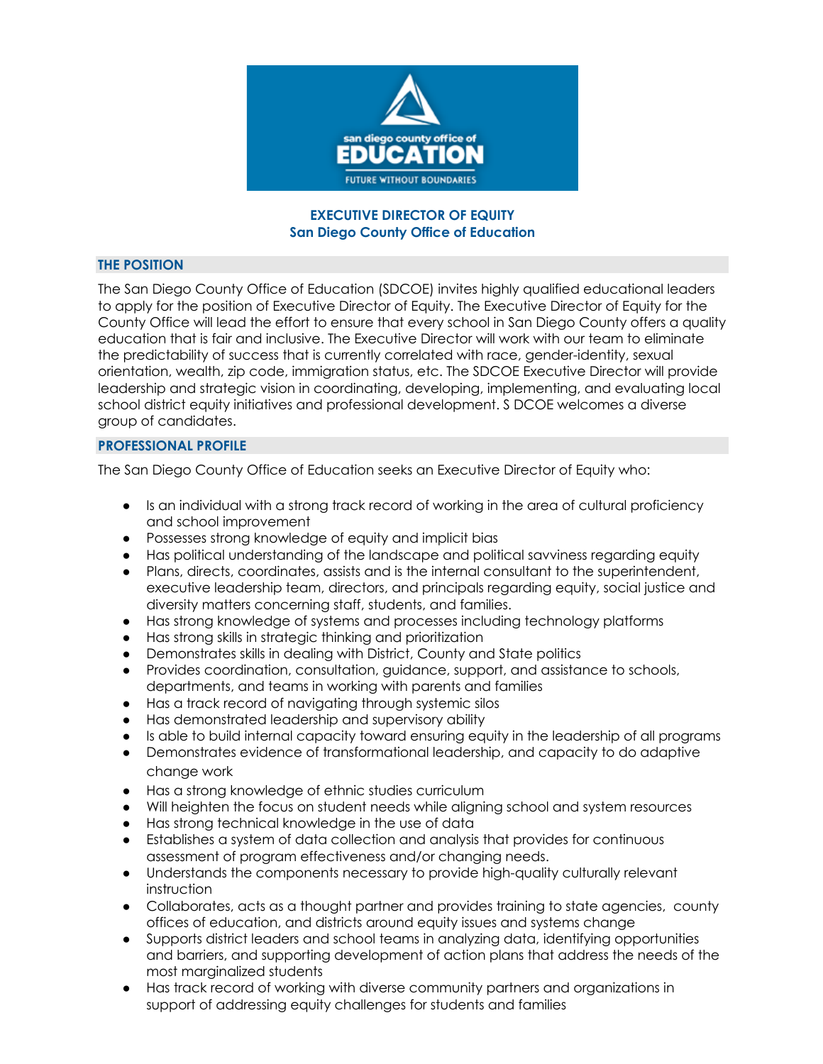**EXECUTIVE DIRECTOR OF EQUITY**
**San Diego County Office of Education**

## THE POSITION

The San Diego County Office of Education (SDCOE) invites highly qualified educational leaders to apply for the position of Executive Director of Equity. The Executive Director of Equity for the County Office will lead the effort to ensure that every school in San Diego County offers a quality education that is fair and inclusive. The Executive Director will work with our team to eliminate the predictability of success that is currently correlated with race, gender-identity, sexual orientation, wealth, zip code, immigration status, etc. The SDCOE Executive Director will provide leadership and strategic vision in coordinating, developing, implementing, and evaluating local school district equity initiatives and professional development. S DCOE welcomes a diverse group of candidates.

## PROFESSIONAL PROFILE

The San Diego County Office of Education seeks an Executive Director of Equity who:

- Is an individual with a strong track record of working in the area of cultural proficiency and school improvement
- Possesses strong knowledge of equity and implicit bias
- Has political understanding of the landscape and political savviness regarding equity
- Plans, directs, coordinates, assists and is the internal consultant to the superintendent, executive leadership team, directors, and principals regarding equity, social justice and diversity matters concerning staff, students, and families.
- Has strong knowledge of systems and processes including technology platforms
- Has strong skills in strategic thinking and prioritization
- Demonstrates skills in dealing with District, County and State politics
- Provides coordination, consultation, guidance, support, and assistance to schools, departments, and teams in working with parents and families
- Has a track record of navigating through systemic silos
- Has demonstrated leadership and supervisory ability
- Is able to build internal capacity toward ensuring equity in the leadership of all programs
- Demonstrates evidence of transformational leadership, and capacity to do adaptive change work
- Has a strong knowledge of ethnic studies curriculum
- Will heighten the focus on student needs while aligning school and system resources
- Has strong technical knowledge in the use of data
- Establishes a system of data collection and analysis that provides for continuous assessment of program effectiveness and/or changing needs.
- Understands the components necessary to provide high-quality culturally relevant instruction
- Collaborates, acts as a thought partner and provides training to state agencies, county offices of education, and districts around equity issues and systems change
- Supports district leaders and school teams in analyzing data, identifying opportunities and barriers, and supporting development of action plans that address the needs of the most marginalized students
- Has track record of working with diverse community partners and organizations in support of addressing equity challenges for students and families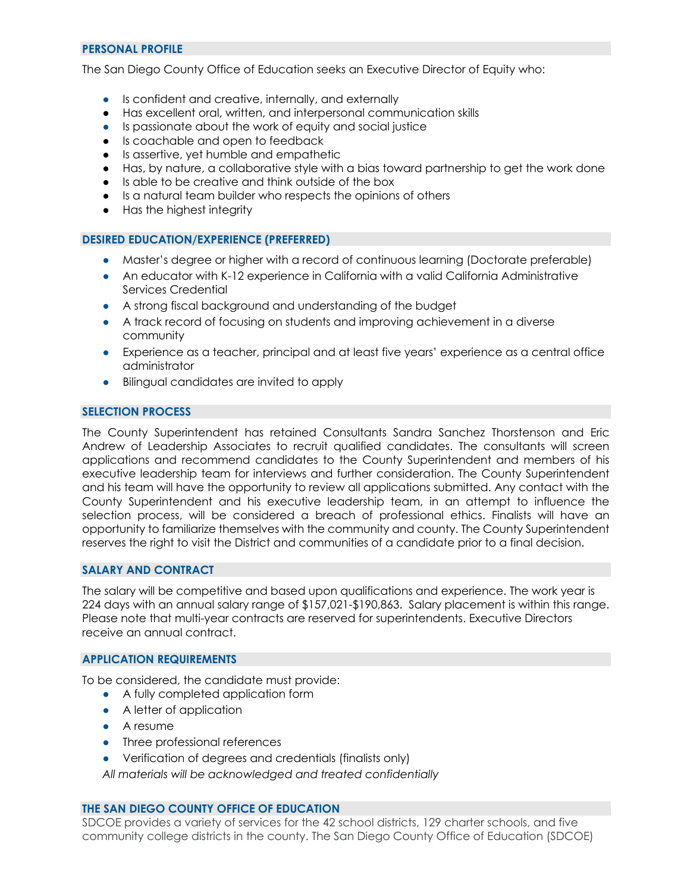## PERSONAL PROFILE

The San Diego County Office of Education seeks an Executive Director of Equity who:

- Is confident and creative, internally, and externally
- Has excellent oral, written, and interpersonal communication skills
- Is passionate about the work of equity and social justice
- Is coachable and open to feedback
- Is assertive, yet humble and empathetic
- Has, by nature, a collaborative style with a bias toward partnership to get the work done
- Is able to be creative and think outside of the box
- Is a natural team builder who respects the opinions of others
- Has the highest integrity

## DESIRED EDUCATION/EXPERIENCE (PREFERRED)

- Master's degree or higher with a record of continuous learning (Doctorate preferable)
- An educator with K-12 experience in California with a valid California Administrative Services Credential
- A strong fiscal background and understanding of the budget
- A track record of focusing on students and improving achievement in a diverse community
- Experience as a teacher, principal and at least five years' experience as a central office administrator
- Bilingual candidates are invited to apply

## SELECTION PROCESS

The County Superintendent has retained Consultants Sandra Sanchez Thorstenson and Eric Andrew of Leadership Associates to recruit qualified candidates. The consultants will screen applications and recommend candidates to the County Superintendent and members of his executive leadership team for interviews and further consideration. The County Superintendent and his team will have the opportunity to review all applications submitted. Any contact with the County Superintendent and his executive leadership team, in an attempt to influence the selection process, will be considered a breach of professional ethics. Finalists will have an opportunity to familiarize themselves with the community and county. The County Superintendent reserves the right to visit the District and communities of a candidate prior to a final decision.

## SALARY AND CONTRACT

The salary will be competitive and based upon qualifications and experience. The work year is 224 days with an annual salary range of $157,021-$190,863. Salary placement is within this range. Please note that multi-year contracts are reserved for superintendents. Executive Directors receive an annual contract.

## APPLICATION REQUIREMENTS

To be considered, the candidate must provide:

- A fully completed application form
- A letter of application
- A resume
- Three professional references
- Verification of degrees and credentials (finalists only)

*All materials will be acknowledged and treated confidentially*

## THE SAN DIEGO COUNTY OFFICE OF EDUCATION

SDCOE provides a variety of services for the 42 school districts, 129 charter schools, and five community college districts in the county. The San Diego County Office of Education (SDCOE)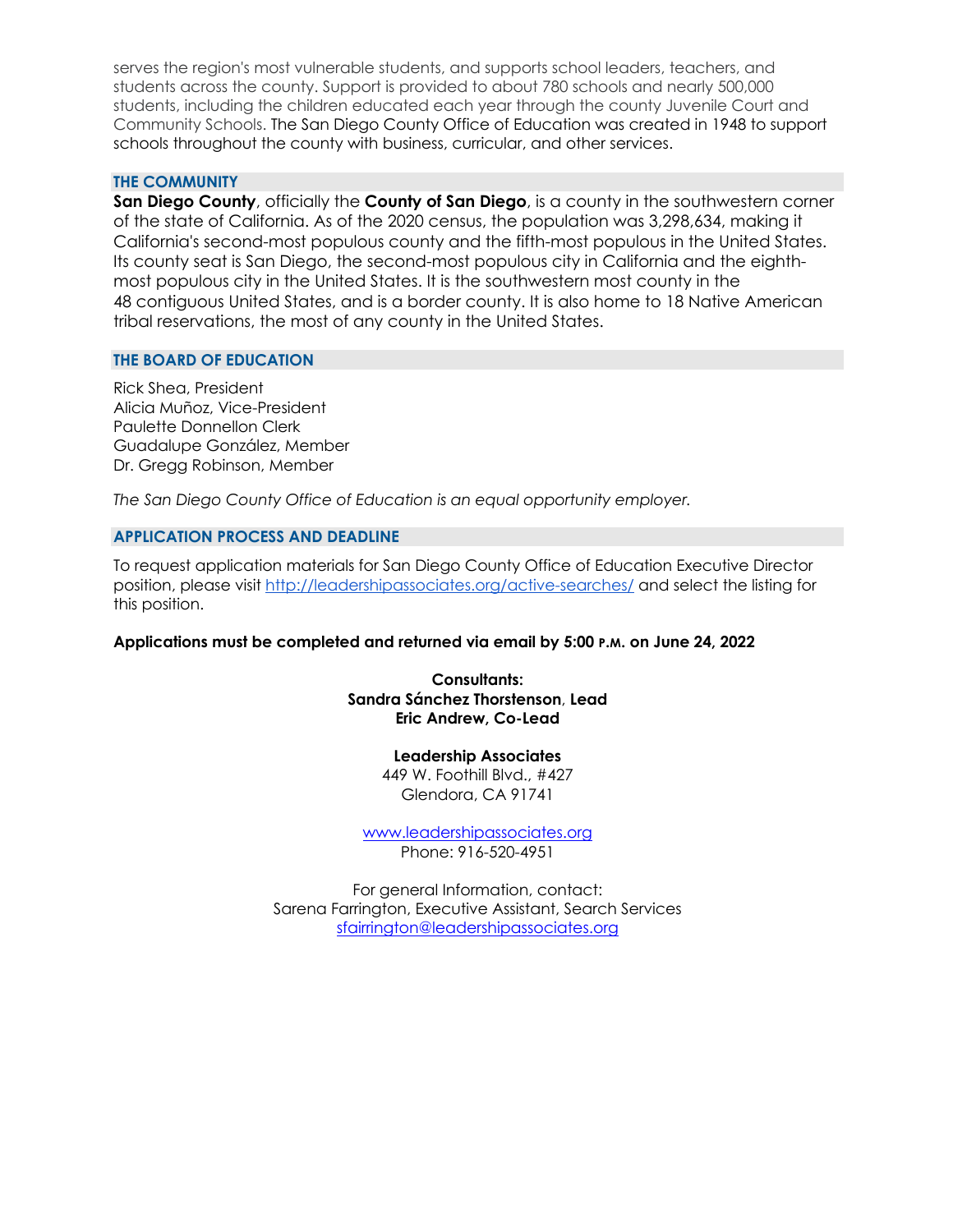serves the region's most vulnerable students, and supports school leaders, teachers, and students across the county. Support is provided to about 780 schools and nearly 500,000 students, including the children educated each year through the county Juvenile Court and Community Schools. The San Diego County Office of Education was created in 1948 to support schools throughout the county with business, curricular, and other services.

## THE COMMUNITY

**San Diego County**, officially the **County of San Diego**, is a county in the southwestern corner of the state of California. As of the 2020 census, the population was 3,298,634, making it California's second-most populous county and the fifth-most populous in the United States. Its county seat is San Diego, the second-most populous city in California and the eighth-most populous city in the United States. It is the southwestern most county in the 48 contiguous United States, and is a border county. It is also home to 18 Native American tribal reservations, the most of any county in the United States.

## THE BOARD OF EDUCATION

Rick Shea, President
Alicia Muñoz, Vice-President
Paulette Donnellon Clerk
Guadalupe González, Member
Dr. Gregg Robinson, Member

*The San Diego County Office of Education is an equal opportunity employer.*

## APPLICATION PROCESS AND DEADLINE

To request application materials for San Diego County Office of Education Executive Director position, please visit http://leadershipassociates.org/active-searches/ and select the listing for this position.

**Applications must be completed and returned via email by 5:00 P.M. on June 24, 2022**

**Consultants:**
**Sandra Sánchez Thorstenson, Lead**
**Eric Andrew, Co-Lead**

**Leadership Associates**
449 W. Foothill Blvd., #427
Glendora, CA 91741

www.leadershipassociates.org
Phone: 916-520-4951

For general Information, contact:
Sarena Farrington, Executive Assistant, Search Services
sfairrington@leadershipassociates.org